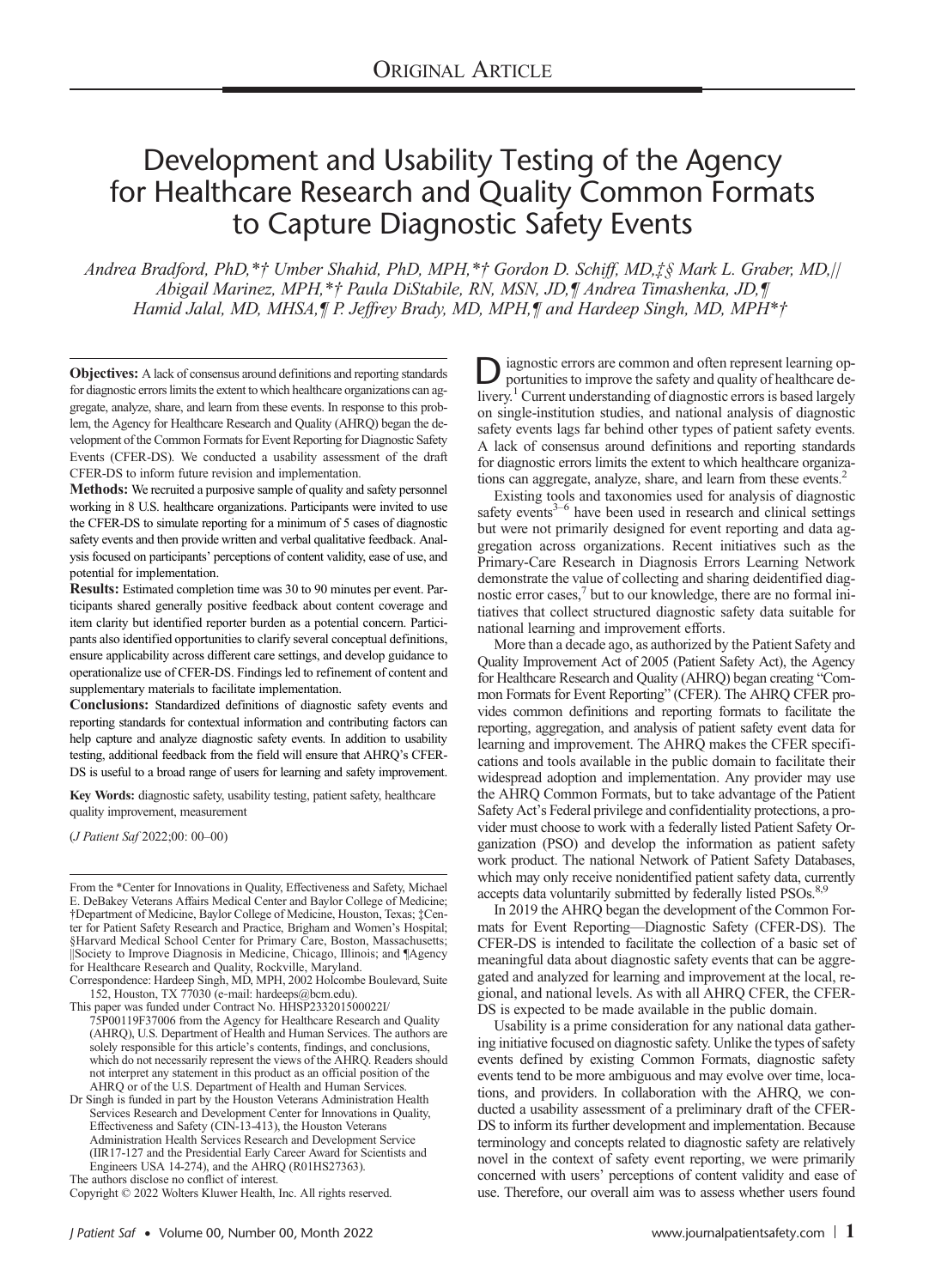Original Article

# Development and Usability Testing of the Agency for Healthcare Research and Quality Common Formats to Capture Diagnostic Safety Events

*Andrea Bradford, PhD,*† Umber Shahid, PhD, MPH,*† Gordon D. Schiff, MD,‡§ Mark L. Graber, MD,|| Abigail Marinez, MPH,*† Paula DiStabile, RN, MSN, JD,¶ Andrea Timashenka, JD,¶ Hamid Jalal, MD, MHSA,¶ P. Jeffrey Brady, MD, MPH,¶ and Hardeep Singh, MD, MPH*†*

**Objectives:** A lack of consensus around definitions and reporting standards for diagnostic errors limits the extent to which healthcare organizations can aggregate, analyze, share, and learn from these events. In response to this problem, the Agency for Healthcare Research and Quality (AHRQ) began the development of the Common Formats for Event Reporting for Diagnostic Safety Events (CFER-DS). We conducted a usability assessment of the draft CFER-DS to inform future revision and implementation.

**Methods:** We recruited a purposive sample of quality and safety personnel working in 8 U.S. healthcare organizations. Participants were invited to use the CFER-DS to simulate reporting for a minimum of 5 cases of diagnostic safety events and then provide written and verbal qualitative feedback. Analysis focused on participants' perceptions of content validity, ease of use, and potential for implementation.

**Results:** Estimated completion time was 30 to 90 minutes per event. Participants shared generally positive feedback about content coverage and item clarity but identified reporter burden as a potential concern. Participants also identified opportunities to clarify several conceptual definitions, ensure applicability across different care settings, and develop guidance to operationalize use of CFER-DS. Findings led to refinement of content and supplementary materials to facilitate implementation.

**Conclusions:** Standardized definitions of diagnostic safety events and reporting standards for contextual information and contributing factors can help capture and analyze diagnostic safety events. In addition to usability testing, additional feedback from the field will ensure that AHRQ's CFER-DS is useful to a broad range of users for learning and safety improvement.

**Key Words:** diagnostic safety, usability testing, patient safety, healthcare quality improvement, measurement

(*J Patient Saf* 2022;00: 00–00)

From the *Center for Innovations in Quality, Effectiveness and Safety, Michael E. DeBakey Veterans Affairs Medical Center and Baylor College of Medicine; †Department of Medicine, Baylor College of Medicine, Houston, Texas; ‡Center for Patient Safety Research and Practice, Brigham and Women's Hospital; §Harvard Medical School Center for Primary Care, Boston, Massachusetts; ||Society to Improve Diagnosis in Medicine, Chicago, Illinois; and ¶Agency for Healthcare Research and Quality, Rockville, Maryland.

Correspondence: Hardeep Singh, MD, MPH, 2002 Holcombe Boulevard, Suite 152, Houston, TX 77030 (e-mail: hardeeps@bcm.edu).

This paper was funded under Contract No. HHSP233201500022I/75P00119F37006 from the Agency for Healthcare Research and Quality (AHRQ), U.S. Department of Health and Human Services. The authors are solely responsible for this article's contents, findings, and conclusions, which do not necessarily represent the views of the AHRQ. Readers should not interpret any statement in this product as an official position of the AHRQ or of the U.S. Department of Health and Human Services.

Dr Singh is funded in part by the Houston Veterans Administration Health Services Research and Development Center for Innovations in Quality, Effectiveness and Safety (CIN-13-413), the Houston Veterans Administration Health Services Research and Development Service (IIR17-127 and the Presidential Early Career Award for Scientists and Engineers USA 14-274), and the AHRQ (R01HS27363).

The authors disclose no conflict of interest.

Copyright © 2022 Wolters Kluwer Health, Inc. All rights reserved.

Diagnostic errors are common and often represent learning opportunities to improve the safety and quality of healthcare delivery.[1] Current understanding of diagnostic errors is based largely on single-institution studies, and national analysis of diagnostic safety events lags far behind other types of patient safety events. A lack of consensus around definitions and reporting standards for diagnostic errors limits the extent to which healthcare organizations can aggregate, analyze, share, and learn from these events.[2]

Existing tools and taxonomies used for analysis of diagnostic safety events[3–6] have been used in research and clinical settings but were not primarily designed for event reporting and data aggregation across organizations. Recent initiatives such as the Primary-Care Research in Diagnosis Errors Learning Network demonstrate the value of collecting and sharing deidentified diagnostic error cases,[7] but to our knowledge, there are no formal initiatives that collect structured diagnostic safety data suitable for national learning and improvement efforts.

More than a decade ago, as authorized by the Patient Safety and Quality Improvement Act of 2005 (Patient Safety Act), the Agency for Healthcare Research and Quality (AHRQ) began creating "Common Formats for Event Reporting" (CFER). The AHRQ CFER provides common definitions and reporting formats to facilitate the reporting, aggregation, and analysis of patient safety event data for learning and improvement. The AHRQ makes the CFER specifications and tools available in the public domain to facilitate their widespread adoption and implementation. Any provider may use the AHRQ Common Formats, but to take advantage of the Patient Safety Act's Federal privilege and confidentiality protections, a provider must choose to work with a federally listed Patient Safety Organization (PSO) and develop the information as patient safety work product. The national Network of Patient Safety Databases, which may only receive nonidentified patient safety data, currently accepts data voluntarily submitted by federally listed PSOs.[8,9]

In 2019 the AHRQ began the development of the Common Formats for Event Reporting—Diagnostic Safety (CFER-DS). The CFER-DS is intended to facilitate the collection of a basic set of meaningful data about diagnostic safety events that can be aggregated and analyzed for learning and improvement at the local, regional, and national levels. As with all AHRQ CFER, the CFER-DS is expected to be made available in the public domain.

Usability is a prime consideration for any national data gathering initiative focused on diagnostic safety. Unlike the types of safety events defined by existing Common Formats, diagnostic safety events tend to be more ambiguous and may evolve over time, locations, and providers. In collaboration with the AHRQ, we conducted a usability assessment of a preliminary draft of the CFER-DS to inform its further development and implementation. Because terminology and concepts related to diagnostic safety are relatively novel in the context of safety event reporting, we were primarily concerned with users' perceptions of content validity and ease of use. Therefore, our overall aim was to assess whether users found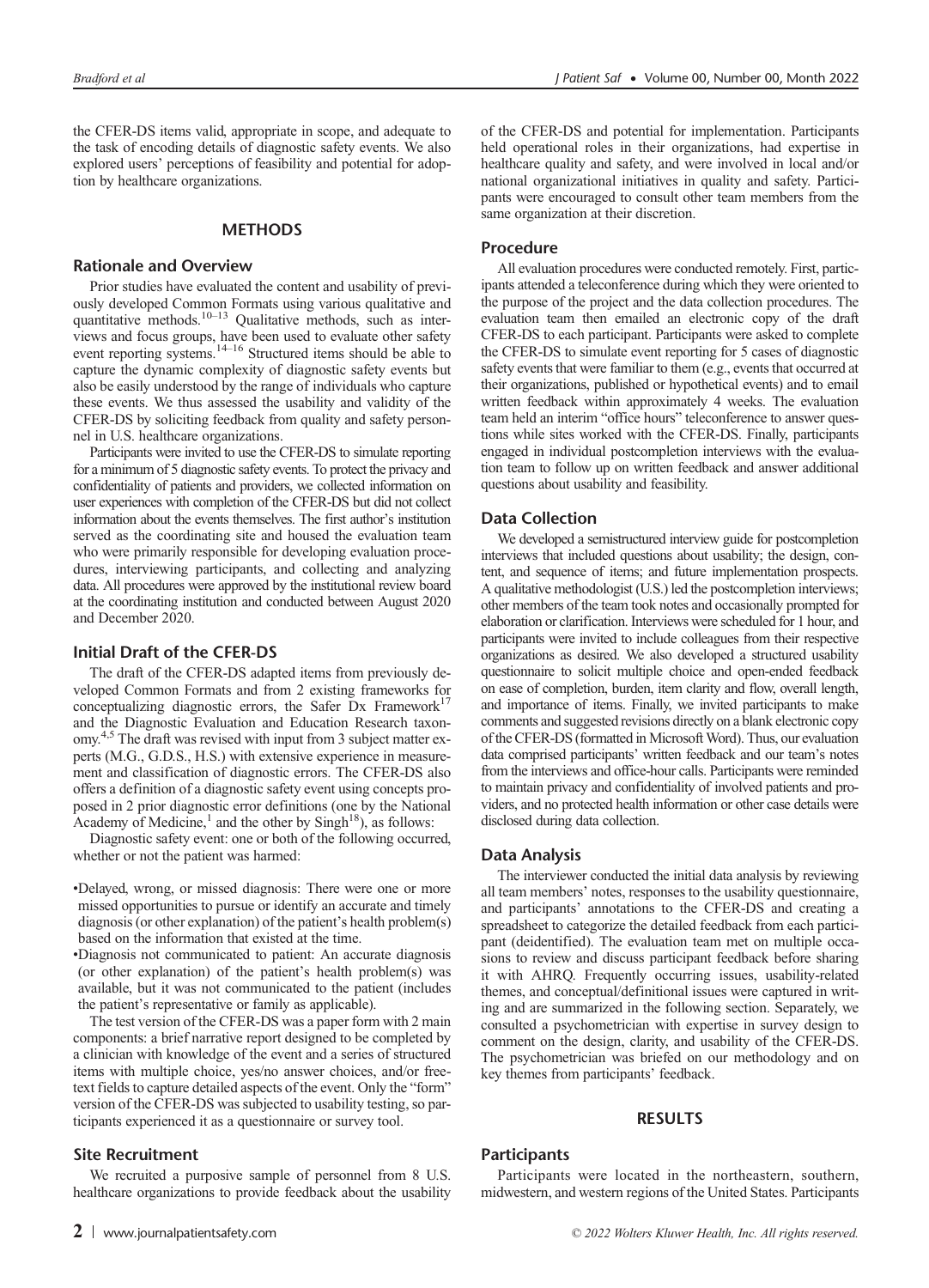the CFER-DS items valid, appropriate in scope, and adequate to the task of encoding details of diagnostic safety events. We also explored users' perceptions of feasibility and potential for adoption by healthcare organizations.

## METHODS

### Rationale and Overview

Prior studies have evaluated the content and usability of previously developed Common Formats using various qualitative and quantitative methods.[10–13] Qualitative methods, such as interviews and focus groups, have been used to evaluate other safety event reporting systems.[14–16] Structured items should be able to capture the dynamic complexity of diagnostic safety events but also be easily understood by the range of individuals who capture these events. We thus assessed the usability and validity of the CFER-DS by soliciting feedback from quality and safety personnel in U.S. healthcare organizations.

Participants were invited to use the CFER-DS to simulate reporting for a minimum of 5 diagnostic safety events. To protect the privacy and confidentiality of patients and providers, we collected information on user experiences with completion of the CFER-DS but did not collect information about the events themselves. The first author's institution served as the coordinating site and housed the evaluation team who were primarily responsible for developing evaluation procedures, interviewing participants, and collecting and analyzing data. All procedures were approved by the institutional review board at the coordinating institution and conducted between August 2020 and December 2020.

### Initial Draft of the CFER-DS

The draft of the CFER-DS adapted items from previously developed Common Formats and from 2 existing frameworks for conceptualizing diagnostic errors, the Safer Dx Framework[17] and the Diagnostic Evaluation and Education Research taxonomy.[4,5] The draft was revised with input from 3 subject matter experts (M.G., G.D.S., H.S.) with extensive experience in measurement and classification of diagnostic errors. The CFER-DS also offers a definition of a diagnostic safety event using concepts proposed in 2 prior diagnostic error definitions (one by the National Academy of Medicine,[1] and the other by Singh[18]), as follows:

Diagnostic safety event: one or both of the following occurred, whether or not the patient was harmed:

- Delayed, wrong, or missed diagnosis: There were one or more missed opportunities to pursue or identify an accurate and timely diagnosis (or other explanation) of the patient's health problem(s) based on the information that existed at the time.
- Diagnosis not communicated to patient: An accurate diagnosis (or other explanation) of the patient's health problem(s) was available, but it was not communicated to the patient (includes the patient's representative or family as applicable).

The test version of the CFER-DS was a paper form with 2 main components: a brief narrative report designed to be completed by a clinician with knowledge of the event and a series of structured items with multiple choice, yes/no answer choices, and/or free-text fields to capture detailed aspects of the event. Only the "form" version of the CFER-DS was subjected to usability testing, so participants experienced it as a questionnaire or survey tool.

### Site Recruitment

We recruited a purposive sample of personnel from 8 U.S. healthcare organizations to provide feedback about the usability of the CFER-DS and potential for implementation. Participants held operational roles in their organizations, had expertise in healthcare quality and safety, and were involved in local and/or national organizational initiatives in quality and safety. Participants were encouraged to consult other team members from the same organization at their discretion.

### Procedure

All evaluation procedures were conducted remotely. First, participants attended a teleconference during which they were oriented to the purpose of the project and the data collection procedures. The evaluation team then emailed an electronic copy of the draft CFER-DS to each participant. Participants were asked to complete the CFER-DS to simulate event reporting for 5 cases of diagnostic safety events that were familiar to them (e.g., events that occurred at their organizations, published or hypothetical events) and to email written feedback within approximately 4 weeks. The evaluation team held an interim "office hours" teleconference to answer questions while sites worked with the CFER-DS. Finally, participants engaged in individual postcompletion interviews with the evaluation team to follow up on written feedback and answer additional questions about usability and feasibility.

### Data Collection

We developed a semistructured interview guide for postcompletion interviews that included questions about usability; the design, content, and sequence of items; and future implementation prospects. A qualitative methodologist (U.S.) led the postcompletion interviews; other members of the team took notes and occasionally prompted for elaboration or clarification. Interviews were scheduled for 1 hour, and participants were invited to include colleagues from their respective organizations as desired. We also developed a structured usability questionnaire to solicit multiple choice and open-ended feedback on ease of completion, burden, item clarity and flow, overall length, and importance of items. Finally, we invited participants to make comments and suggested revisions directly on a blank electronic copy of the CFER-DS (formatted in Microsoft Word). Thus, our evaluation data comprised participants' written feedback and our team's notes from the interviews and office-hour calls. Participants were reminded to maintain privacy and confidentiality of involved patients and providers, and no protected health information or other case details were disclosed during data collection.

### Data Analysis

The interviewer conducted the initial data analysis by reviewing all team members' notes, responses to the usability questionnaire, and participants' annotations to the CFER-DS and creating a spreadsheet to categorize the detailed feedback from each participant (deidentified). The evaluation team met on multiple occasions to review and discuss participant feedback before sharing it with AHRQ. Frequently occurring issues, usability-related themes, and conceptual/definitional issues were captured in writing and are summarized in the following section. Separately, we consulted a psychometrician with expertise in survey design to comment on the design, clarity, and usability of the CFER-DS. The psychometrician was briefed on our methodology and on key themes from participants' feedback.

## RESULTS

### Participants

Participants were located in the northeastern, southern, midwestern, and western regions of the United States. Participants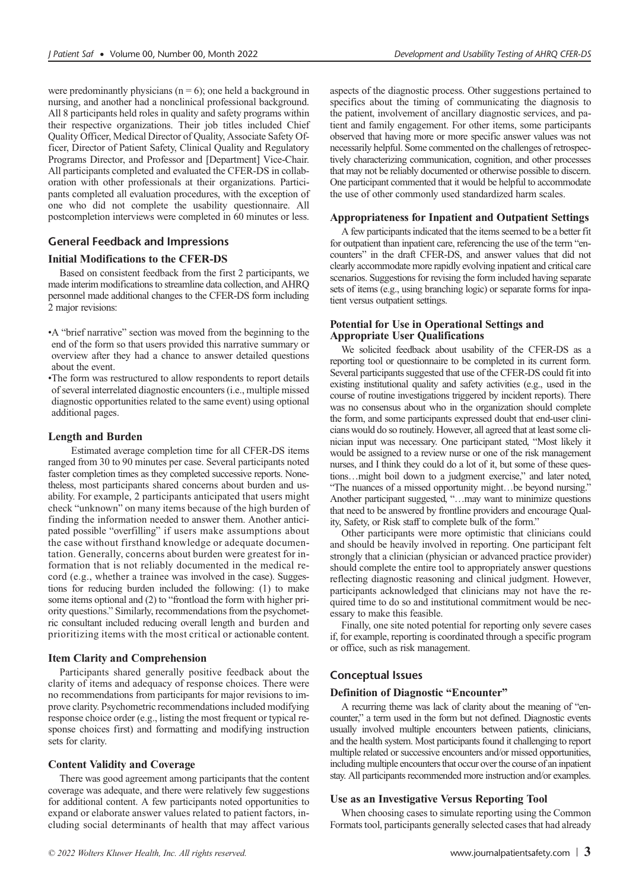were predominantly physicians (n = 6); one held a background in nursing, and another had a nonclinical professional background. All 8 participants held roles in quality and safety programs within their respective organizations. Their job titles included Chief Quality Officer, Medical Director of Quality, Associate Safety Officer, Director of Patient Safety, Clinical Quality and Regulatory Programs Director, and Professor and [Department] Vice-Chair. All participants completed and evaluated the CFER-DS in collaboration with other professionals at their organizations. Participants completed all evaluation procedures, with the exception of one who did not complete the usability questionnaire. All postcompletion interviews were completed in 60 minutes or less.

## General Feedback and Impressions

### Initial Modifications to the CFER-DS

Based on consistent feedback from the first 2 participants, we made interim modifications to streamline data collection, and AHRQ personnel made additional changes to the CFER-DS form including 2 major revisions:

- A "brief narrative" section was moved from the beginning to the end of the form so that users provided this narrative summary or overview after they had a chance to answer detailed questions about the event.
- The form was restructured to allow respondents to report details of several interrelated diagnostic encounters (i.e., multiple missed diagnostic opportunities related to the same event) using optional additional pages.

### Length and Burden

Estimated average completion time for all CFER-DS items ranged from 30 to 90 minutes per case. Several participants noted faster completion times as they completed successive reports. Nonetheless, most participants shared concerns about burden and usability. For example, 2 participants anticipated that users might check "unknown" on many items because of the high burden of finding the information needed to answer them. Another anticipated possible "overfilling" if users make assumptions about the case without firsthand knowledge or adequate documentation. Generally, concerns about burden were greatest for information that is not reliably documented in the medical record (e.g., whether a trainee was involved in the case). Suggestions for reducing burden included the following: (1) to make some items optional and (2) to "frontload the form with higher priority questions." Similarly, recommendations from the psychometric consultant included reducing overall length and burden and prioritizing items with the most critical or actionable content.

### Item Clarity and Comprehension

Participants shared generally positive feedback about the clarity of items and adequacy of response choices. There were no recommendations from participants for major revisions to improve clarity. Psychometric recommendations included modifying response choice order (e.g., listing the most frequent or typical response choices first) and formatting and modifying instruction sets for clarity.

### Content Validity and Coverage

There was good agreement among participants that the content coverage was adequate, and there were relatively few suggestions for additional content. A few participants noted opportunities to expand or elaborate answer values related to patient factors, including social determinants of health that may affect various aspects of the diagnostic process. Other suggestions pertained to specifics about the timing of communicating the diagnosis to the patient, involvement of ancillary diagnostic services, and patient and family engagement. For other items, some participants observed that having more or more specific answer values was not necessarily helpful. Some commented on the challenges of retrospectively characterizing communication, cognition, and other processes that may not be reliably documented or otherwise possible to discern. One participant commented that it would be helpful to accommodate the use of other commonly used standardized harm scales.

### Appropriateness for Inpatient and Outpatient Settings

A few participants indicated that the items seemed to be a better fit for outpatient than inpatient care, referencing the use of the term "encounters" in the draft CFER-DS, and answer values that did not clearly accommodate more rapidly evolving inpatient and critical care scenarios. Suggestions for revising the form included having separate sets of items (e.g., using branching logic) or separate forms for inpatient versus outpatient settings.

### Potential for Use in Operational Settings and Appropriate User Qualifications

We solicited feedback about usability of the CFER-DS as a reporting tool or questionnaire to be completed in its current form. Several participants suggested that use of the CFER-DS could fit into existing institutional quality and safety activities (e.g., used in the course of routine investigations triggered by incident reports). There was no consensus about who in the organization should complete the form, and some participants expressed doubt that end-user clinicians would do so routinely. However, all agreed that at least some clinician input was necessary. One participant stated, "Most likely it would be assigned to a review nurse or one of the risk management nurses, and I think they could do a lot of it, but some of these questions…might boil down to a judgment exercise," and later noted, "The nuances of a missed opportunity might…be beyond nursing." Another participant suggested, "…may want to minimize questions that need to be answered by frontline providers and encourage Quality, Safety, or Risk staff to complete bulk of the form."

Other participants were more optimistic that clinicians could and should be heavily involved in reporting. One participant felt strongly that a clinician (physician or advanced practice provider) should complete the entire tool to appropriately answer questions reflecting diagnostic reasoning and clinical judgment. However, participants acknowledged that clinicians may not have the required time to do so and institutional commitment would be necessary to make this feasible.

Finally, one site noted potential for reporting only severe cases if, for example, reporting is coordinated through a specific program or office, such as risk management.

## Conceptual Issues

### Definition of Diagnostic "Encounter"

A recurring theme was lack of clarity about the meaning of "encounter," a term used in the form but not defined. Diagnostic events usually involved multiple encounters between patients, clinicians, and the health system. Most participants found it challenging to report multiple related or successive encounters and/or missed opportunities, including multiple encounters that occur over the course of an inpatient stay. All participants recommended more instruction and/or examples.

### Use as an Investigative Versus Reporting Tool

When choosing cases to simulate reporting using the Common Formats tool, participants generally selected cases that had already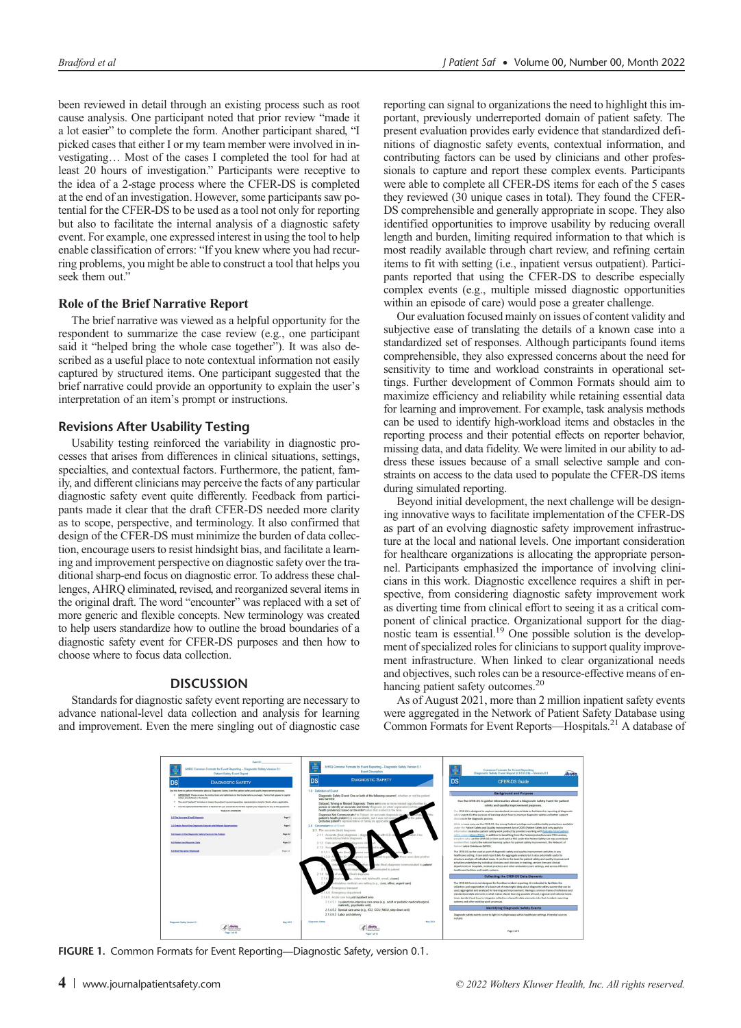been reviewed in detail through an existing process such as root cause analysis. One participant noted that prior review "made it a lot easier" to complete the form. Another participant shared, "I picked cases that either I or my team member were involved in investigating… Most of the cases I completed the tool for had at least 20 hours of investigation." Participants were receptive to the idea of a 2-stage process where the CFER-DS is completed at the end of an investigation. However, some participants saw potential for the CFER-DS to be used as a tool not only for reporting but also to facilitate the internal analysis of a diagnostic safety event. For example, one expressed interest in using the tool to help enable classification of errors: "If you knew where you had recurring problems, you might be able to construct a tool that helps you seek them out."

### Role of the Brief Narrative Report

The brief narrative was viewed as a helpful opportunity for the respondent to summarize the case review (e.g., one participant said it "helped bring the whole case together"). It was also described as a useful place to note contextual information not easily captured by structured items. One participant suggested that the brief narrative could provide an opportunity to explain the user's interpretation of an item's prompt or instructions.

### Revisions After Usability Testing

Usability testing reinforced the variability in diagnostic processes that arises from differences in clinical situations, settings, specialties, and contextual factors. Furthermore, the patient, family, and different clinicians may perceive the facts of any particular diagnostic safety event quite differently. Feedback from participants made it clear that the draft CFER-DS needed more clarity as to scope, perspective, and terminology. It also confirmed that design of the CFER-DS must minimize the burden of data collection, encourage users to resist hindsight bias, and facilitate a learning and improvement perspective on diagnostic safety over the traditional sharp-end focus on diagnostic error. To address these challenges, AHRQ eliminated, revised, and reorganized several items in the original draft. The word "encounter" was replaced with a set of more generic and flexible concepts. New terminology was created to help users standardize how to outline the broad boundaries of a diagnostic safety event for CFER-DS purposes and then how to choose where to focus data collection.

## DISCUSSION

Standards for diagnostic safety event reporting are necessary to advance national-level data collection and analysis for learning and improvement. Even the mere singling out of diagnostic case reporting can signal to organizations the need to highlight this important, previously underreported domain of patient safety. The present evaluation provides early evidence that standardized definitions of diagnostic safety events, contextual information, and contributing factors can be used by clinicians and other professionals to capture and report these complex events. Participants were able to complete all CFER-DS items for each of the 5 cases they reviewed (30 unique cases in total). They found the CFER-DS comprehensible and generally appropriate in scope. They also identified opportunities to improve usability by reducing overall length and burden, limiting required information to that which is most readily available through chart review, and refining certain items to fit with setting (i.e., inpatient versus outpatient). Participants reported that using the CFER-DS to describe especially complex events (e.g., multiple missed diagnostic opportunities within an episode of care) would pose a greater challenge.

Our evaluation focused mainly on issues of content validity and subjective ease of translating the details of a known case into a standardized set of responses. Although participants found items comprehensible, they also expressed concerns about the need for sensitivity to time and workload constraints in operational settings. Further development of Common Formats should aim to maximize efficiency and reliability while retaining essential data for learning and improvement. For example, task analysis methods can be used to identify high-workload items and obstacles in the reporting process and their potential effects on reporter behavior, missing data, and data fidelity. We were limited in our ability to address these issues because of a small selective sample and constraints on access to the data used to populate the CFER-DS items during simulated reporting.

Beyond initial development, the next challenge will be designing innovative ways to facilitate implementation of the CFER-DS as part of an evolving diagnostic safety improvement infrastructure at the local and national levels. One important consideration for healthcare organizations is allocating the appropriate personnel. Participants emphasized the importance of involving clinicians in this work. Diagnostic excellence requires a shift in perspective, from considering diagnostic safety improvement work as diverting time from clinical effort to seeing it as a critical component of clinical practice. Organizational support for the diagnostic team is essential.[19] One possible solution is the development of specialized roles for clinicians to support quality improvement infrastructure. When linked to clear organizational needs and objectives, such roles can be a resource-effective means of enhancing patient safety outcomes.[20]

As of August 2021, more than 2 million inpatient safety events were aggregated in the Network of Patient Safety Database using Common Formats for Event Reports—Hospitals.[21] A database of

FIGURE 1. Common Formats for Event Reporting—Diagnostic Safety, version 0.1.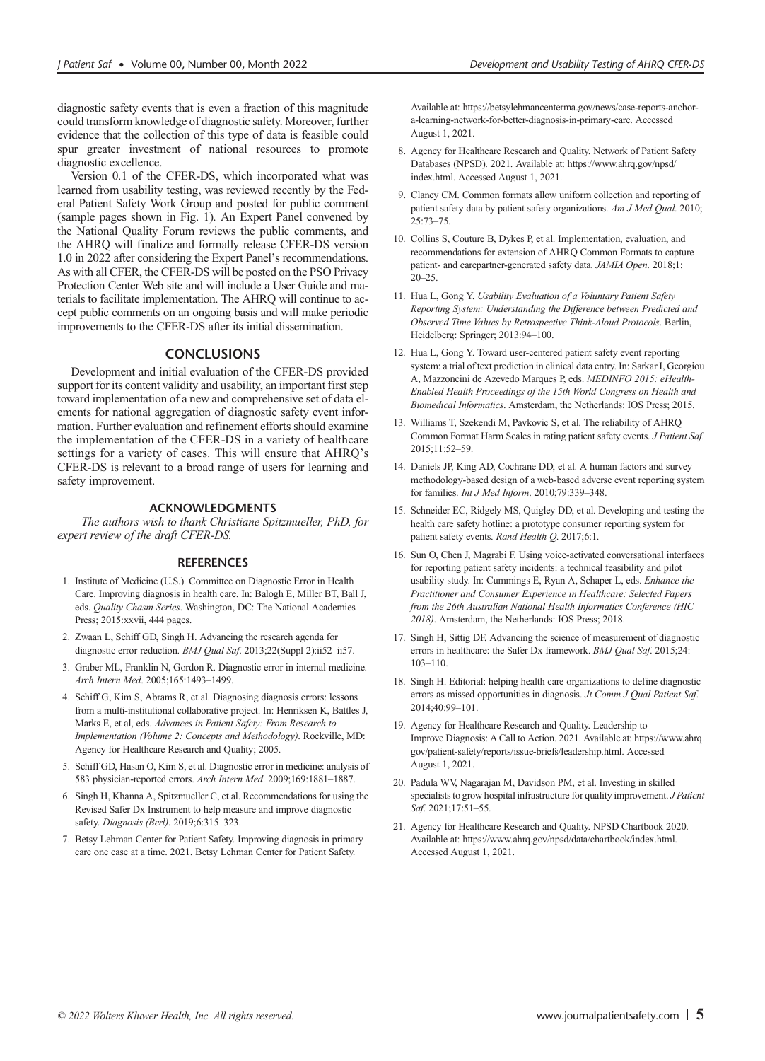diagnostic safety events that is even a fraction of this magnitude could transform knowledge of diagnostic safety. Moreover, further evidence that the collection of this type of data is feasible could spur greater investment of national resources to promote diagnostic excellence.

Version 0.1 of the CFER-DS, which incorporated what was learned from usability testing, was reviewed recently by the Federal Patient Safety Work Group and posted for public comment (sample pages shown in Fig. 1). An Expert Panel convened by the National Quality Forum reviews the public comments, and the AHRQ will finalize and formally release CFER-DS version 1.0 in 2022 after considering the Expert Panel's recommendations. As with all CFER, the CFER-DS will be posted on the PSO Privacy Protection Center Web site and will include a User Guide and materials to facilitate implementation. The AHRQ will continue to accept public comments on an ongoing basis and will make periodic improvements to the CFER-DS after its initial dissemination.

## CONCLUSIONS

Development and initial evaluation of the CFER-DS provided support for its content validity and usability, an important first step toward implementation of a new and comprehensive set of data elements for national aggregation of diagnostic safety event information. Further evaluation and refinement efforts should examine the implementation of the CFER-DS in a variety of healthcare settings for a variety of cases. This will ensure that AHRQ's CFER-DS is relevant to a broad range of users for learning and safety improvement.

## ACKNOWLEDGMENTS

*The authors wish to thank Christiane Spitzmueller, PhD, for expert review of the draft CFER-DS.*

## REFERENCES

1. Institute of Medicine (U.S.). Committee on Diagnostic Error in Health Care. Improving diagnosis in health care. In: Balogh E, Miller BT, Ball J, eds. *Quality Chasm Series*. Washington, DC: The National Academies Press; 2015:xxvii, 444 pages.
2. Zwaan L, Schiff GD, Singh H. Advancing the research agenda for diagnostic error reduction. *BMJ Qual Saf*. 2013;22(Suppl 2):ii52–ii57.
3. Graber ML, Franklin N, Gordon R. Diagnostic error in internal medicine. *Arch Intern Med*. 2005;165:1493–1499.
4. Schiff G, Kim S, Abrams R, et al. Diagnosing diagnosis errors: lessons from a multi-institutional collaborative project. In: Henriksen K, Battles J, Marks E, et al, eds. *Advances in Patient Safety: From Research to Implementation (Volume 2: Concepts and Methodology)*. Rockville, MD: Agency for Healthcare Research and Quality; 2005.
5. Schiff GD, Hasan O, Kim S, et al. Diagnostic error in medicine: analysis of 583 physician-reported errors. *Arch Intern Med*. 2009;169:1881–1887.
6. Singh H, Khanna A, Spitzmueller C, et al. Recommendations for using the Revised Safer Dx Instrument to help measure and improve diagnostic safety. *Diagnosis (Berl)*. 2019;6:315–323.
7. Betsy Lehman Center for Patient Safety. Improving diagnosis in primary care one case at a time. 2021. Betsy Lehman Center for Patient Safety. Available at: https://betsylehmancenterma.gov/news/case-reports-anchor-a-learning-network-for-better-diagnosis-in-primary-care. Accessed August 1, 2021.
8. Agency for Healthcare Research and Quality. Network of Patient Safety Databases (NPSD). 2021. Available at: https://www.ahrq.gov/npsd/index.html. Accessed August 1, 2021.
9. Clancy CM. Common formats allow uniform collection and reporting of patient safety data by patient safety organizations. *Am J Med Qual*. 2010;25:73–75.
10. Collins S, Couture B, Dykes P, et al. Implementation, evaluation, and recommendations for extension of AHRQ Common Formats to capture patient- and carepartner-generated safety data. *JAMIA Open*. 2018;1:20–25.
11. Hua L, Gong Y. *Usability Evaluation of a Voluntary Patient Safety Reporting System: Understanding the Difference between Predicted and Observed Time Values by Retrospective Think-Aloud Protocols*. Berlin, Heidelberg: Springer; 2013:94–100.
12. Hua L, Gong Y. Toward user-centered patient safety event reporting system: a trial of text prediction in clinical data entry. In: Sarkar I, Georgiou A, Mazzoncini de Azevedo Marques P, eds. *MEDINFO 2015: eHealth-Enabled Health Proceedings of the 15th World Congress on Health and Biomedical Informatics*. Amsterdam, the Netherlands: IOS Press; 2015.
13. Williams T, Szekendi M, Pavkovic S, et al. The reliability of AHRQ Common Format Harm Scales in rating patient safety events. *J Patient Saf*. 2015;11:52–59.
14. Daniels JP, King AD, Cochrane DD, et al. A human factors and survey methodology-based design of a web-based adverse event reporting system for families. *Int J Med Inform*. 2010;79:339–348.
15. Schneider EC, Ridgely MS, Quigley DD, et al. Developing and testing the health care safety hotline: a prototype consumer reporting system for patient safety events. *Rand Health Q*. 2017;6:1.
16. Sun O, Chen J, Magrabi F. Using voice-activated conversational interfaces for reporting patient safety incidents: a technical feasibility and pilot usability study. In: Cummings E, Ryan A, Schaper L, eds. *Enhance the Practitioner and Consumer Experience in Healthcare: Selected Papers from the 26th Australian National Health Informatics Conference (HIC 2018)*. Amsterdam, the Netherlands: IOS Press; 2018.
17. Singh H, Sittig DF. Advancing the science of measurement of diagnostic errors in healthcare: the Safer Dx framework. *BMJ Qual Saf*. 2015;24:103–110.
18. Singh H. Editorial: helping health care organizations to define diagnostic errors as missed opportunities in diagnosis. *Jt Comm J Qual Patient Saf*. 2014;40:99–101.
19. Agency for Healthcare Research and Quality. Leadership to Improve Diagnosis: A Call to Action. 2021. Available at: https://www.ahrq.gov/patient-safety/reports/issue-briefs/leadership.html. Accessed August 1, 2021.
20. Padula WV, Nagarajan M, Davidson PM, et al. Investing in skilled specialists to grow hospital infrastructure for quality improvement. *J Patient Saf*. 2021;17:51–55.
21. Agency for Healthcare Research and Quality. NPSD Chartbook 2020. Available at: https://www.ahrq.gov/npsd/data/chartbook/index.html. Accessed August 1, 2021.